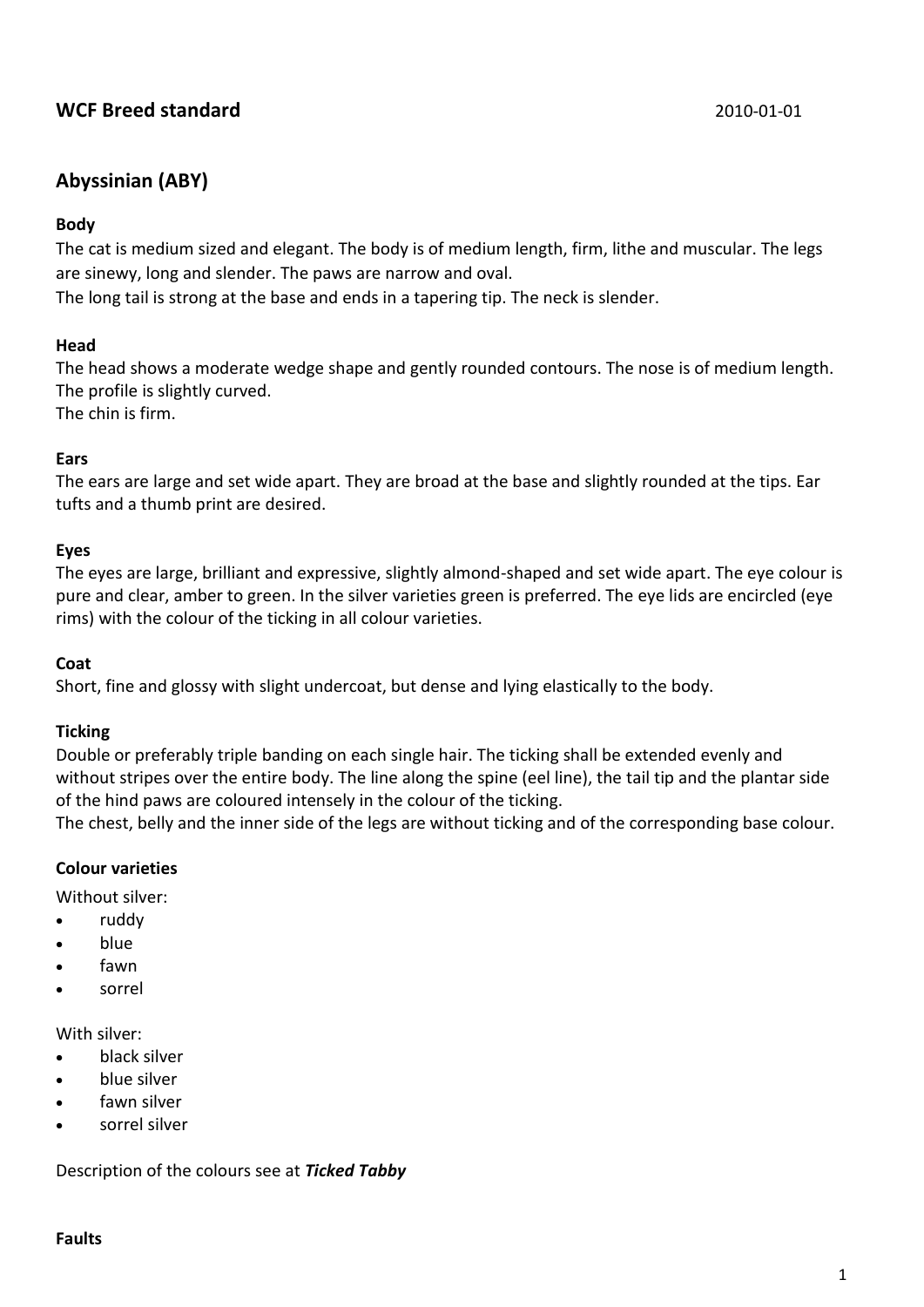## WCF Breed standard

2010-01-01

## Abyssinian (ABY)

### Body

The cat is medium sized and elegant. The body is of medium length, firm, lithe and muscular. The legs are sinewy, long and slender. The paws are narrow and oval.
The long tail is strong at the base and ends in a tapering tip. The neck is slender.

### Head

The head shows a moderate wedge shape and gently rounded contours. The nose is of medium length. The profile is slightly curved.
The chin is firm.

### Ears

The ears are large and set wide apart. They are broad at the base and slightly rounded at the tips. Ear tufts and a thumb print are desired.

### Eyes

The eyes are large, brilliant and expressive, slightly almond-shaped and set wide apart. The eye colour is pure and clear, amber to green. In the silver varieties green is preferred. The eye lids are encircled (eye rims) with the colour of the ticking in all colour varieties.

### Coat

Short, fine and glossy with slight undercoat, but dense and lying elastically to the body.

### Ticking

Double or preferably triple banding on each single hair. The ticking shall be extended evenly and without stripes over the entire body. The line along the spine (eel line), the tail tip and the plantar side of the hind paws are coloured intensely in the colour of the ticking.
The chest, belly and the inner side of the legs are without ticking and of the corresponding base colour.

### Colour varieties

Without silver:

- ruddy
- blue
- fawn
- sorrel

With silver:

- black silver
- blue silver
- fawn silver
- sorrel silver

Description of the colours see at ***Ticked Tabby***

### Faults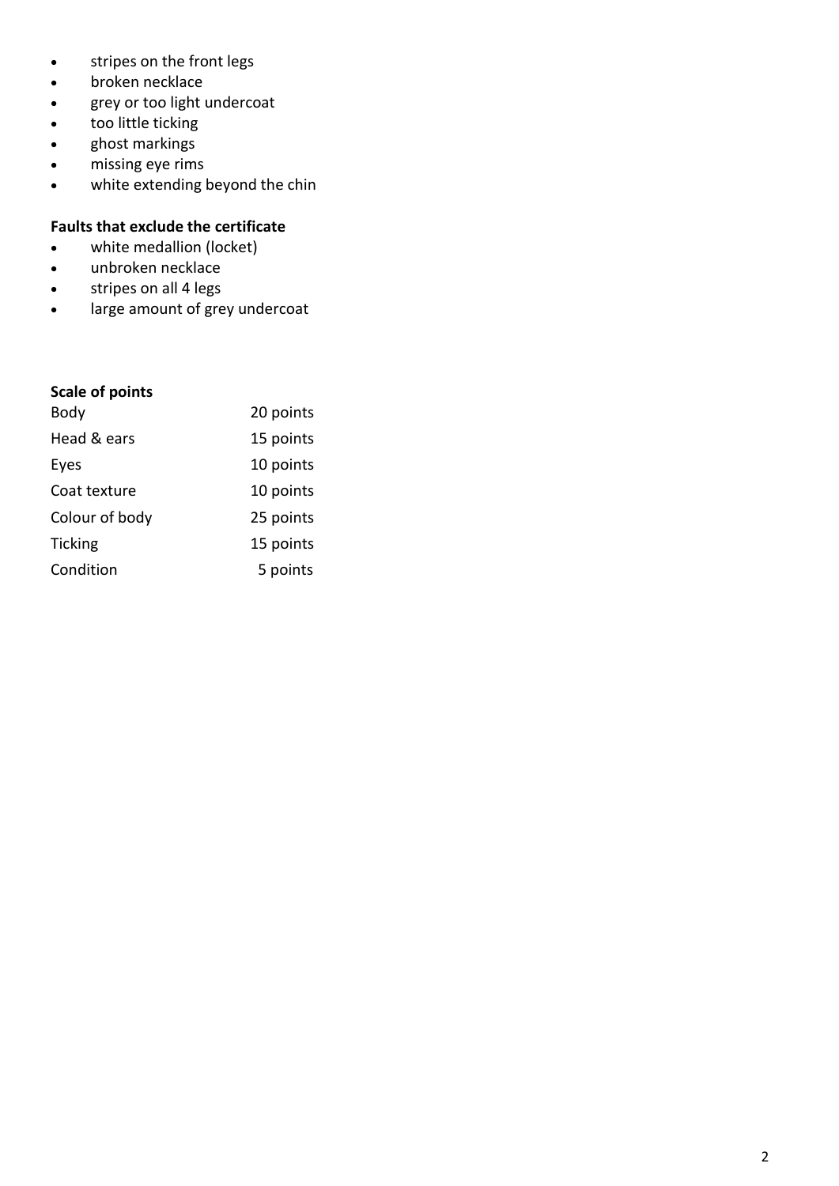- stripes on the front legs
- broken necklace
- grey or too light undercoat
- too little ticking
- ghost markings
- missing eye rims
- white extending beyond the chin

**Faults that exclude the certificate**
- white medallion (locket)
- unbroken necklace
- stripes on all 4 legs
- large amount of grey undercoat

**Scale of points**

| | |
|---|---|
| Body | 20 points |
| Head & ears | 15 points |
| Eyes | 10 points |
| Coat texture | 10 points |
| Colour of body | 25 points |
| Ticking | 15 points |
| Condition | 5 points |